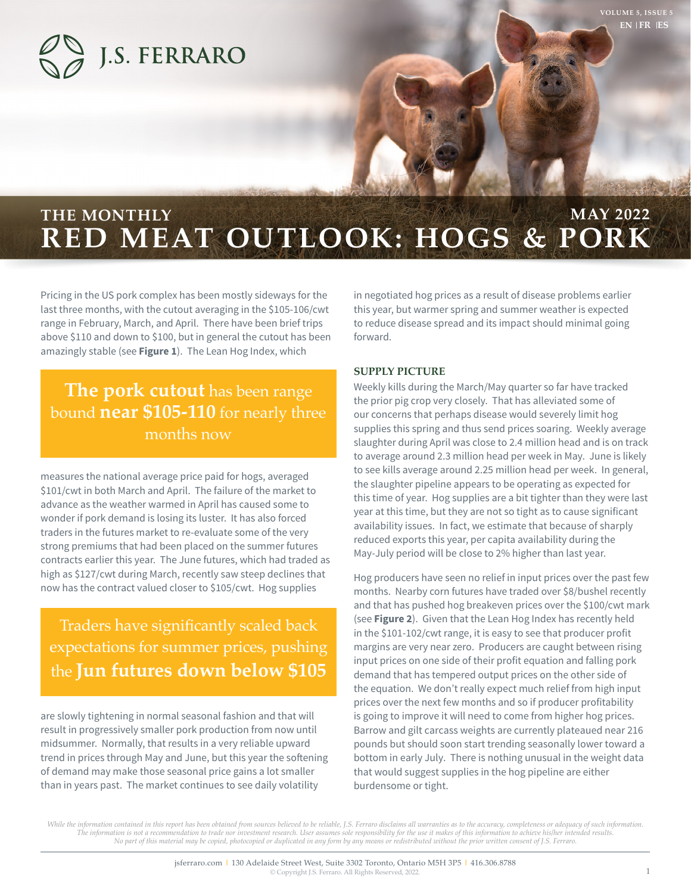# THE MONTHLY RED MEAT OUTLOOK: HOGS & PORK

**MAY 2022**

Pricing in the US pork complex has been mostly sideways for the last three months, with the cutout averaging in the $105-106/cwt range in February, March, and April. There have been brief trips above $110 and down to $100, but in general the cutout has been amazingly stable (see **Figure 1**). The Lean Hog Index, which measures the national average price paid for hogs, averaged $101/cwt in both March and April. The failure of the market to advance as the weather warmed in April has caused some to wonder if pork demand is losing its luster. It has also forced traders in the futures market to re-evaluate some of the very strong premiums that had been placed on the summer futures contracts earlier this year. The June futures, which had traded as high as $127/cwt during March, recently saw steep declines that now has the contract valued closer to $105/cwt. Hog supplies are slowly tightening in normal seasonal fashion and that will result in progressively smaller pork production from now until midsummer. Normally, that results in a very reliable upward trend in prices through May and June, but this year the softening of demand may make those seasonal price gains a lot smaller than in years past. The market continues to see daily volatility in negotiated hog prices as a result of disease problems earlier this year, but warmer spring and summer weather is expected to reduce disease spread and its impact should minimal going forward.

> **The pork cutout** has been range bound **near $105-110** for nearly three months now

> Traders have significantly scaled back expectations for summer prices, pushing the **Jun futures down below $105**

## SUPPLY PICTURE

Weekly kills during the March/May quarter so far have tracked the prior pig crop very closely. That has alleviated some of our concerns that perhaps disease would severely limit hog supplies this spring and thus send prices soaring. Weekly average slaughter during April was close to 2.4 million head and is on track to average around 2.3 million head per week in May. June is likely to see kills average around 2.25 million head per week. In general, the slaughter pipeline appears to be operating as expected for this time of year. Hog supplies are a bit tighter than they were last year at this time, but they are not so tight as to cause significant availability issues. In fact, we estimate that because of sharply reduced exports this year, per capita availability during the May-July period will be close to 2% higher than last year.

Hog producers have seen no relief in input prices over the past few months. Nearby corn futures have traded over $8/bushel recently and that has pushed hog breakeven prices over the $100/cwt mark (see **Figure 2**). Given that the Lean Hog Index has recently held in the $101-102/cwt range, it is easy to see that producer profit margins are very near zero. Producers are caught between rising input prices on one side of their profit equation and falling pork demand that has tempered output prices on the other side of the equation. We don't really expect much relief from high input prices over the next few months and so if producer profitability is going to improve it will need to come from higher hog prices. Barrow and gilt carcass weights are currently plateaued near 216 pounds but should soon start trending seasonally lower toward a bottom in early July. There is nothing unusual in the weight data that would suggest supplies in the hog pipeline are either burdensome or tight.

*While the information contained in this report has been obtained from sources believed to be reliable, J.S. Ferraro disclaims all warranties as to the accuracy, completeness or adequacy of such information. The information is not a recommendation to trade nor investment research. User assumes sole responsibility for the use it makes of this information to achieve his/her intended results. No part of this material may be copied, photocopied or duplicated in any form by any means or redistributed without the prior written consent of J.S. Ferraro.*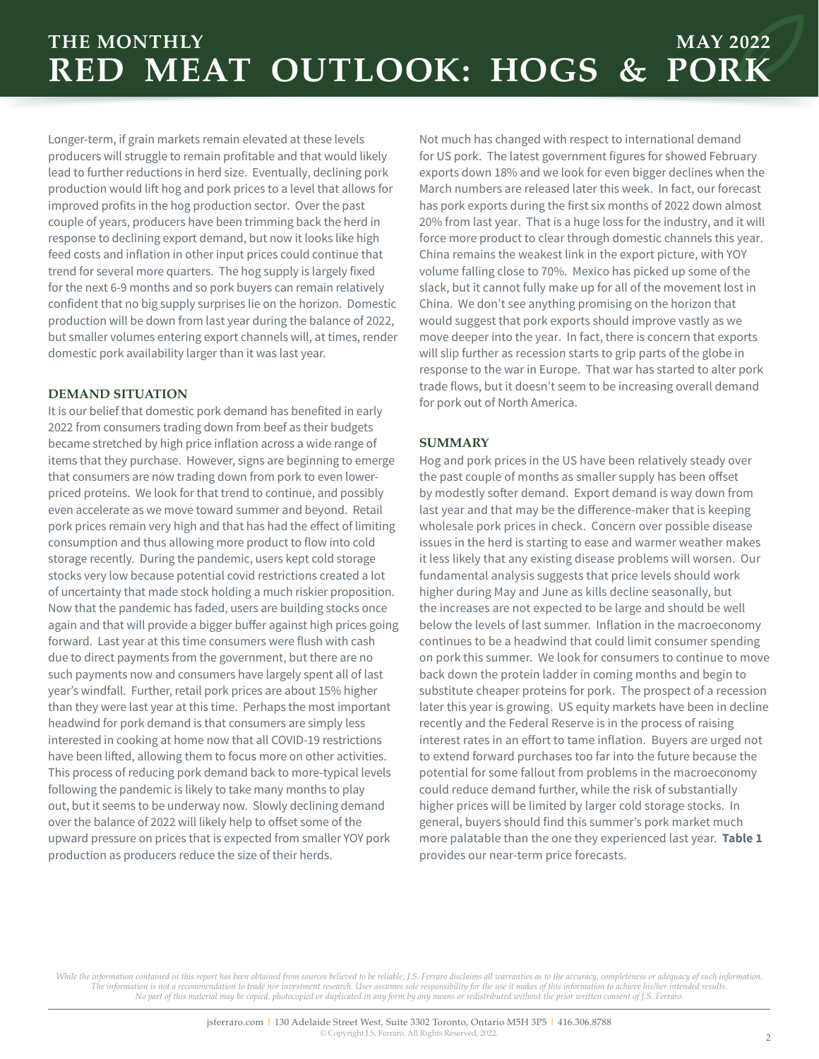Longer-term, if grain markets remain elevated at these levels producers will struggle to remain profitable and that would likely lead to further reductions in herd size. Eventually, declining pork production would lift hog and pork prices to a level that allows for improved profits in the hog production sector. Over the past couple of years, producers have been trimming back the herd in response to declining export demand, but now it looks like high feed costs and inflation in other input prices could continue that trend for several more quarters. The hog supply is largely fixed for the next 6-9 months and so pork buyers can remain relatively confident that no big supply surprises lie on the horizon. Domestic production will be down from last year during the balance of 2022, but smaller volumes entering export channels will, at times, render domestic pork availability larger than it was last year.

### DEMAND SITUATION

It is our belief that domestic pork demand has benefited in early 2022 from consumers trading down from beef as their budgets became stretched by high price inflation across a wide range of items that they purchase. However, signs are beginning to emerge that consumers are now trading down from pork to even lower-priced proteins. We look for that trend to continue, and possibly even accelerate as we move toward summer and beyond. Retail pork prices remain very high and that has had the effect of limiting consumption and thus allowing more product to flow into cold storage recently. During the pandemic, users kept cold storage stocks very low because potential covid restrictions created a lot of uncertainty that made stock holding a much riskier proposition. Now that the pandemic has faded, users are building stocks once again and that will provide a bigger buffer against high prices going forward. Last year at this time consumers were flush with cash due to direct payments from the government, but there are no such payments now and consumers have largely spent all of last year's windfall. Further, retail pork prices are about 15% higher than they were last year at this time. Perhaps the most important headwind for pork demand is that consumers are simply less interested in cooking at home now that all COVID-19 restrictions have been lifted, allowing them to focus more on other activities. This process of reducing pork demand back to more-typical levels following the pandemic is likely to take many months to play out, but it seems to be underway now. Slowly declining demand over the balance of 2022 will likely help to offset some of the upward pressure on prices that is expected from smaller YOY pork production as producers reduce the size of their herds.

Not much has changed with respect to international demand for US pork. The latest government figures for showed February exports down 18% and we look for even bigger declines when the March numbers are released later this week. In fact, our forecast has pork exports during the first six months of 2022 down almost 20% from last year. That is a huge loss for the industry, and it will force more product to clear through domestic channels this year. China remains the weakest link in the export picture, with YOY volume falling close to 70%. Mexico has picked up some of the slack, but it cannot fully make up for all of the movement lost in China. We don't see anything promising on the horizon that would suggest that pork exports should improve vastly as we move deeper into the year. In fact, there is concern that exports will slip further as recession starts to grip parts of the globe in response to the war in Europe. That war has started to alter pork trade flows, but it doesn't seem to be increasing overall demand for pork out of North America.

### SUMMARY

Hog and pork prices in the US have been relatively steady over the past couple of months as smaller supply has been offset by modestly softer demand. Export demand is way down from last year and that may be the difference-maker that is keeping wholesale pork prices in check. Concern over possible disease issues in the herd is starting to ease and warmer weather makes it less likely that any existing disease problems will worsen. Our fundamental analysis suggests that price levels should work higher during May and June as kills decline seasonally, but the increases are not expected to be large and should be well below the levels of last summer. Inflation in the macroeconomy continues to be a headwind that could limit consumer spending on pork this summer. We look for consumers to continue to move back down the protein ladder in coming months and begin to substitute cheaper proteins for pork. The prospect of a recession later this year is growing. US equity markets have been in decline recently and the Federal Reserve is in the process of raising interest rates in an effort to tame inflation. Buyers are urged not to extend forward purchases too far into the future because the potential for some fallout from problems in the macroeconomy could reduce demand further, while the risk of substantially higher prices will be limited by larger cold storage stocks. In general, buyers should find this summer's pork market much more palatable than the one they experienced last year. **Table 1** provides our near-term price forecasts.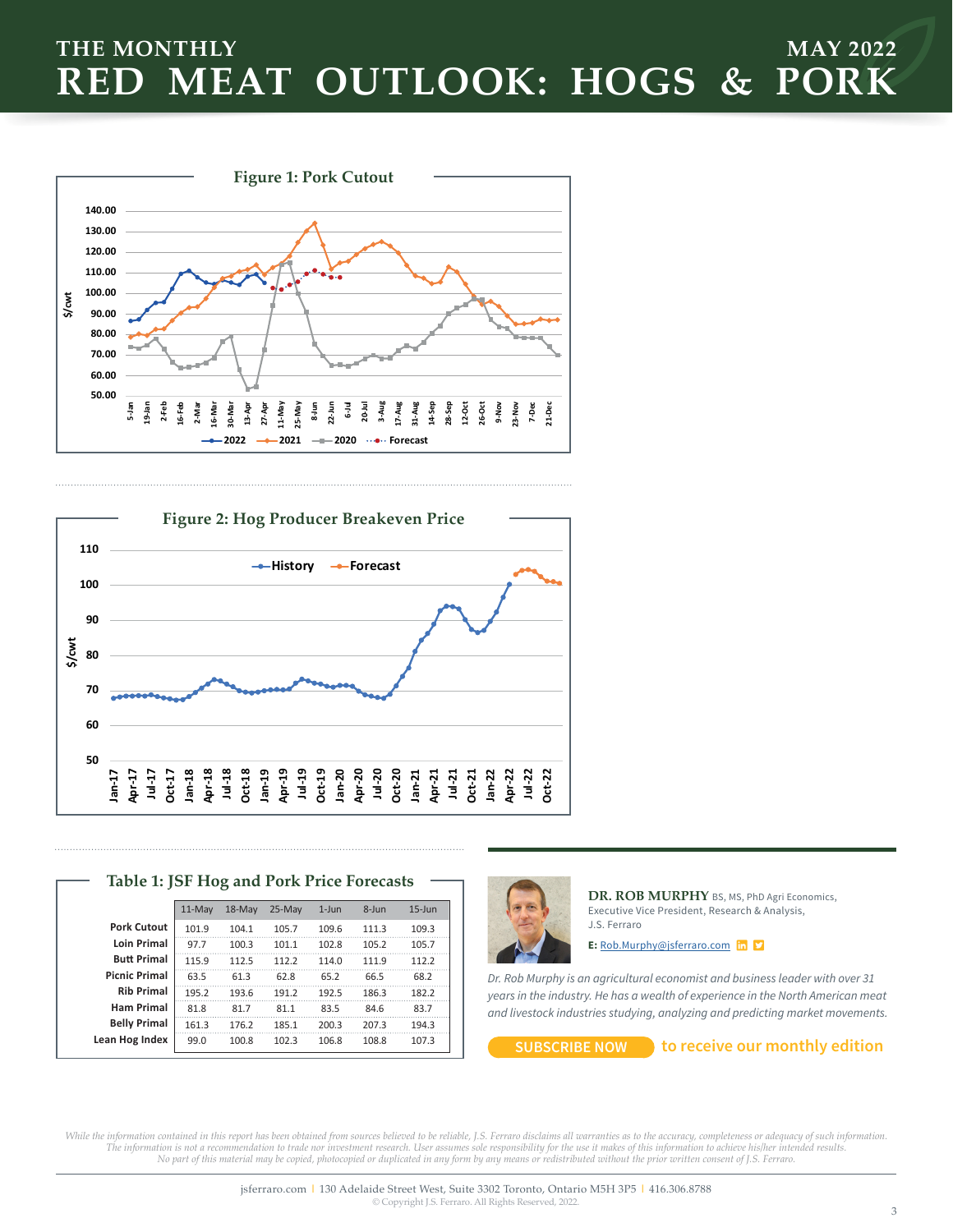# THE MONTHLY RED MEAT OUTLOOK: HOGS & PORK

MAY 2022

## Figure 1: Pork Cutout

$/cwt

140.00
130.00
120.00
110.00
100.00
90.00
80.00
70.00
60.00
50.00

5-Jan, 19-Jan, 2-Feb, 16-Feb, 2-Mar, 16-Mar, 30-Mar, 13-Apr, 27-Apr, 11-May, 25-May, 8-Jun, 22-Jun, 6-Jul, 20-Jul, 3-Aug, 17-Aug, 31-Aug, 14-Sep, 28-Sep, 12-Oct, 26-Oct, 9-Nov, 23-Nov, 7-Dec, 21-Dec

2022 2021 2020 Forecast

## Figure 2: Hog Producer Breakeven Price

$/cwt

110
100
90
80
70
60
50

History Forecast

Jan-17, Apr-17, Jul-17, Oct-17, Jan-18, Apr-18, Jul-18, Oct-18, Jan-19, Apr-19, Jul-19, Oct-19, Jan-20, Apr-20, Jul-20, Oct-20, Jan-21, Apr-21, Jul-21, Oct-21, Jan-22, Apr-22, Jul-22, Oct-22

## Table 1: JSF Hog and Pork Price Forecasts

| | 11-May | 18-May | 25-May | 1-Jun | 8-Jun | 15-Jun |
|---|---|---|---|---|---|---|
| Pork Cutout | 101.9 | 104.1 | 105.7 | 109.6 | 111.3 | 109.3 |
| Loin Primal | 97.7 | 100.3 | 101.1 | 102.8 | 105.2 | 105.7 |
| Butt Primal | 115.9 | 112.5 | 112.2 | 114.0 | 111.9 | 112.2 |
| Picnic Primal | 63.5 | 61.3 | 62.8 | 65.2 | 66.5 | 68.2 |
| Rib Primal | 195.2 | 193.6 | 191.2 | 192.5 | 186.3 | 182.2 |
| Ham Primal | 81.8 | 81.7 | 81.1 | 83.5 | 84.6 | 83.7 |
| Belly Primal | 161.3 | 176.2 | 185.1 | 200.3 | 207.3 | 194.3 |
| Lean Hog Index | 99.0 | 100.8 | 102.3 | 106.8 | 108.8 | 107.3 |

**DR. ROB MURPHY** BS, MS, PhD Agri Economics,
Executive Vice President, Research & Analysis,
J.S. Ferraro

**E:** Rob.Murphy@jsferraro.com

*Dr. Rob Murphy is an agricultural economist and business leader with over 31 years in the industry. He has a wealth of experience in the North American meat and livestock industries studying, analyzing and predicting market movements.*

**SUBSCRIBE NOW** to receive our monthly edition

*While the information contained in this report has been obtained from sources believed to be reliable, J.S. Ferraro disclaims all warranties as to the accuracy, completeness or adequacy of such information. The information is not a recommendation to trade nor investment research. User assumes sole responsibility for the use it makes of this information to achieve his/her intended results. No part of this material may be copied, photocopied or duplicated in any form by any means or redistributed without the prior written consent of J.S. Ferraro.*

jsferraro.com | 130 Adelaide Street West, Suite 3302 Toronto, Ontario M5H 3P5 | 416.306.8788

© Copyright J.S. Ferraro. All Rights Reserved, 2022.